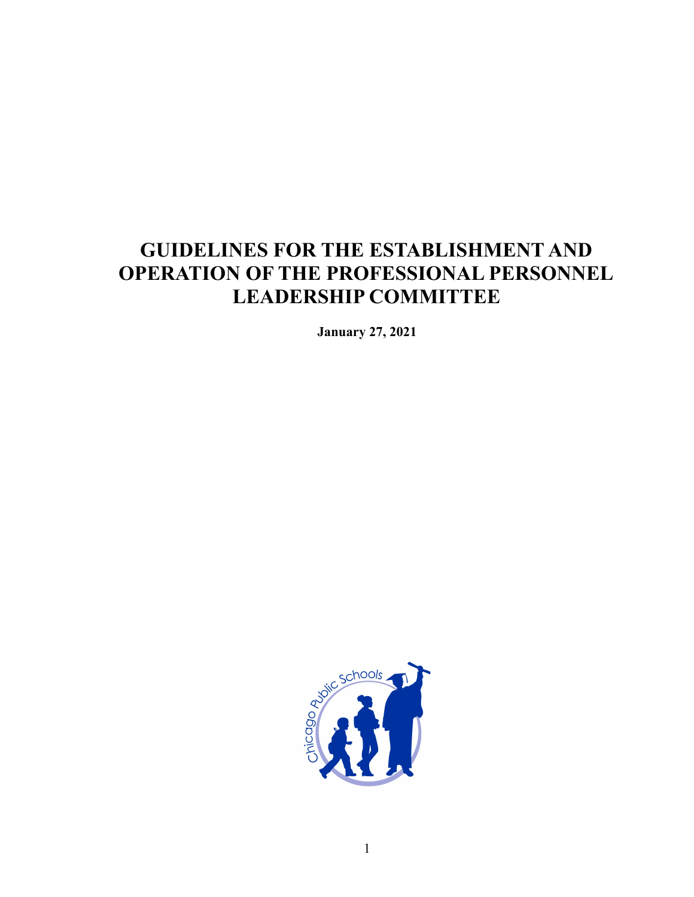# GUIDELINES FOR THE ESTABLISHMENT AND OPERATION OF THE PROFESSIONAL PERSONNEL LEADERSHIP COMMITTEE

**January 27, 2021**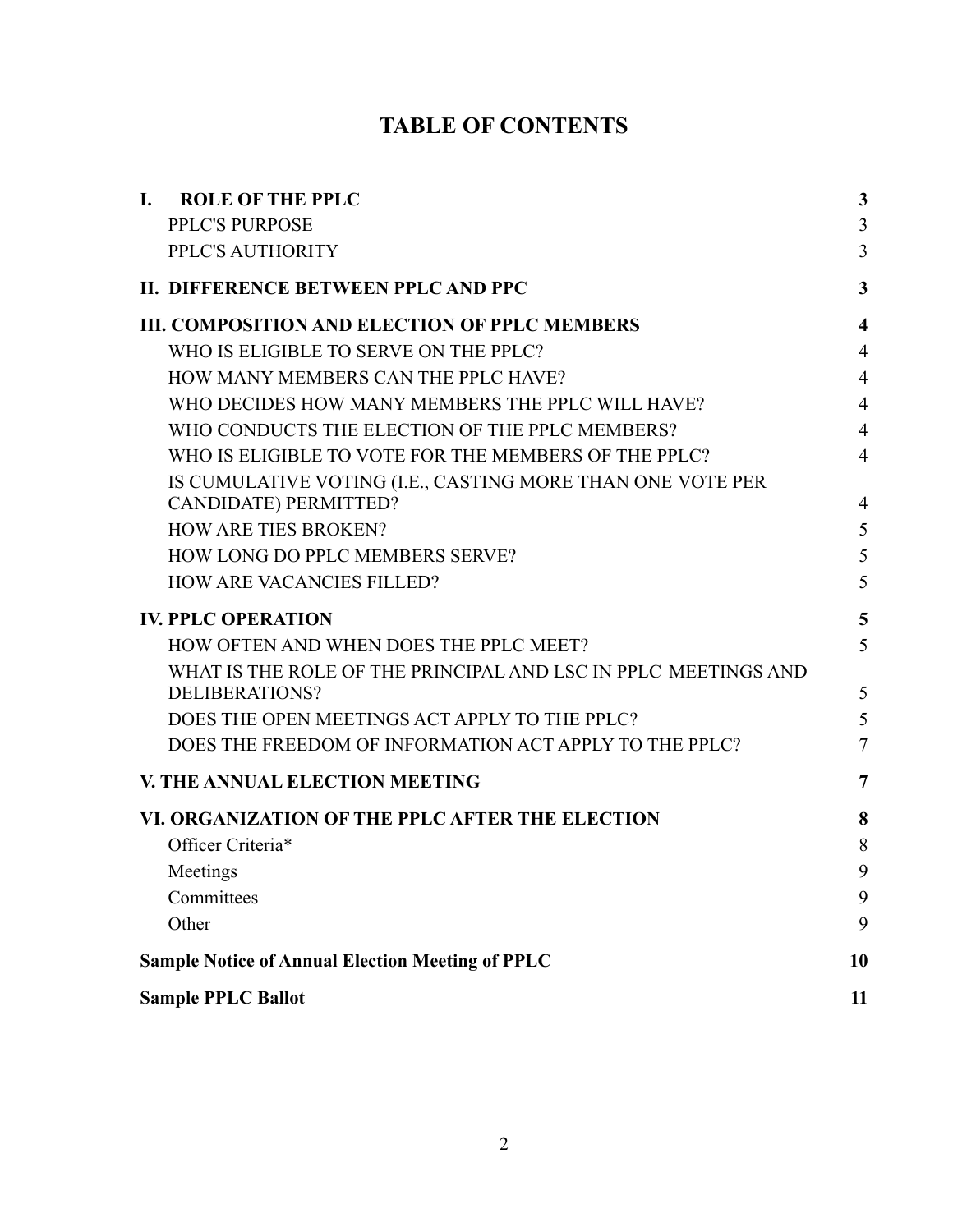# TABLE OF CONTENTS

| | |
|---|---|
| **I. ROLE OF THE PPLC** | **3** |
| PPLC'S PURPOSE | 3 |
| PPLC'S AUTHORITY | 3 |
| **II. DIFFERENCE BETWEEN PPLC AND PPC** | **3** |
| **III. COMPOSITION AND ELECTION OF PPLC MEMBERS** | **4** |
| WHO IS ELIGIBLE TO SERVE ON THE PPLC? | 4 |
| HOW MANY MEMBERS CAN THE PPLC HAVE? | 4 |
| WHO DECIDES HOW MANY MEMBERS THE PPLC WILL HAVE? | 4 |
| WHO CONDUCTS THE ELECTION OF THE PPLC MEMBERS? | 4 |
| WHO IS ELIGIBLE TO VOTE FOR THE MEMBERS OF THE PPLC? | 4 |
| IS CUMULATIVE VOTING (I.E., CASTING MORE THAN ONE VOTE PER CANDIDATE) PERMITTED? | 4 |
| HOW ARE TIES BROKEN? | 5 |
| HOW LONG DO PPLC MEMBERS SERVE? | 5 |
| HOW ARE VACANCIES FILLED? | 5 |
| **IV. PPLC OPERATION** | **5** |
| HOW OFTEN AND WHEN DOES THE PPLC MEET? | 5 |
| WHAT IS THE ROLE OF THE PRINCIPAL AND LSC IN PPLC MEETINGS AND DELIBERATIONS? | 5 |
| DOES THE OPEN MEETINGS ACT APPLY TO THE PPLC? | 5 |
| DOES THE FREEDOM OF INFORMATION ACT APPLY TO THE PPLC? | 7 |
| **V. THE ANNUAL ELECTION MEETING** | **7** |
| **VI. ORGANIZATION OF THE PPLC AFTER THE ELECTION** | **8** |
| Officer Criteria* | 8 |
| Meetings | 9 |
| Committees | 9 |
| Other | 9 |
| **Sample Notice of Annual Election Meeting of PPLC** | **10** |
| **Sample PPLC Ballot** | **11** |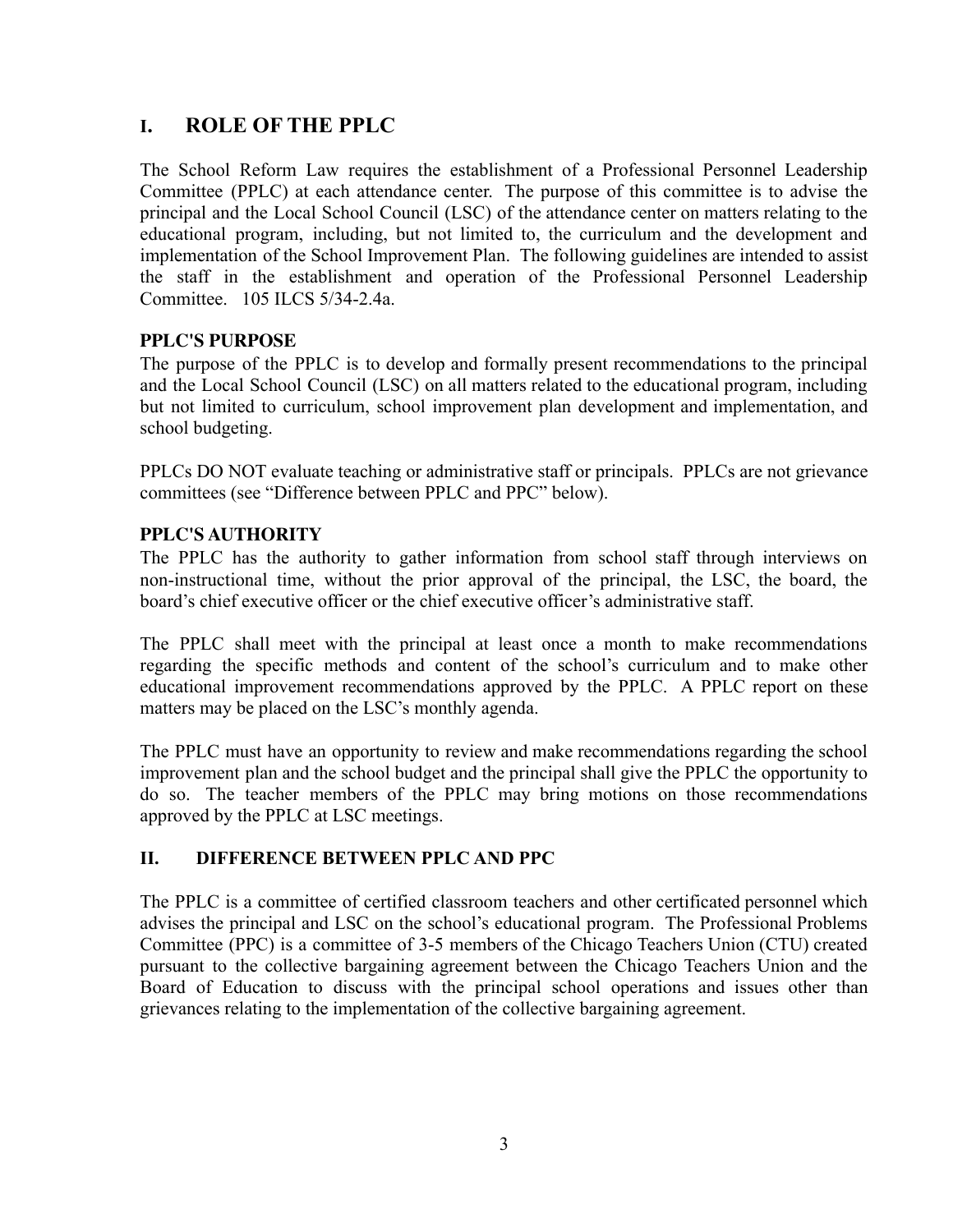## I. ROLE OF THE PPLC

The School Reform Law requires the establishment of a Professional Personnel Leadership Committee (PPLC) at each attendance center. The purpose of this committee is to advise the principal and the Local School Council (LSC) of the attendance center on matters relating to the educational program, including, but not limited to, the curriculum and the development and implementation of the School Improvement Plan. The following guidelines are intended to assist the staff in the establishment and operation of the Professional Personnel Leadership Committee. 105 ILCS 5/34-2.4a.

### PPLC'S PURPOSE

The purpose of the PPLC is to develop and formally present recommendations to the principal and the Local School Council (LSC) on all matters related to the educational program, including but not limited to curriculum, school improvement plan development and implementation, and school budgeting.

PPLCs DO NOT evaluate teaching or administrative staff or principals. PPLCs are not grievance committees (see "Difference between PPLC and PPC" below).

### PPLC'S AUTHORITY

The PPLC has the authority to gather information from school staff through interviews on non-instructional time, without the prior approval of the principal, the LSC, the board, the board's chief executive officer or the chief executive officer's administrative staff.

The PPLC shall meet with the principal at least once a month to make recommendations regarding the specific methods and content of the school's curriculum and to make other educational improvement recommendations approved by the PPLC. A PPLC report on these matters may be placed on the LSC's monthly agenda.

The PPLC must have an opportunity to review and make recommendations regarding the school improvement plan and the school budget and the principal shall give the PPLC the opportunity to do so. The teacher members of the PPLC may bring motions on those recommendations approved by the PPLC at LSC meetings.

## II. DIFFERENCE BETWEEN PPLC AND PPC

The PPLC is a committee of certified classroom teachers and other certificated personnel which advises the principal and LSC on the school's educational program. The Professional Problems Committee (PPC) is a committee of 3-5 members of the Chicago Teachers Union (CTU) created pursuant to the collective bargaining agreement between the Chicago Teachers Union and the Board of Education to discuss with the principal school operations and issues other than grievances relating to the implementation of the collective bargaining agreement.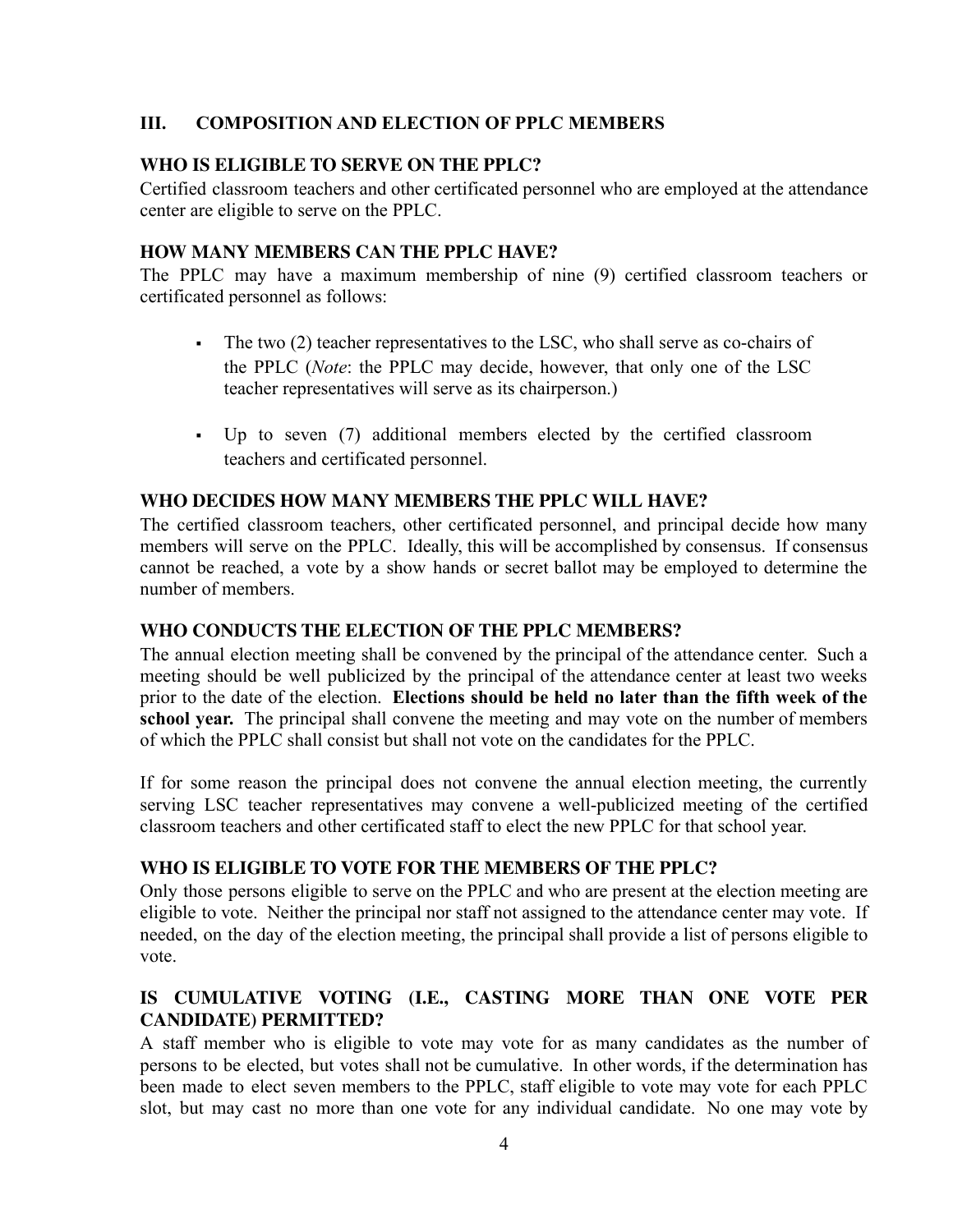## III. COMPOSITION AND ELECTION OF PPLC MEMBERS

### WHO IS ELIGIBLE TO SERVE ON THE PPLC?

Certified classroom teachers and other certificated personnel who are employed at the attendance center are eligible to serve on the PPLC.

### HOW MANY MEMBERS CAN THE PPLC HAVE?

The PPLC may have a maximum membership of nine (9) certified classroom teachers or certificated personnel as follows:

- The two (2) teacher representatives to the LSC, who shall serve as co-chairs of the PPLC (*Note*: the PPLC may decide, however, that only one of the LSC teacher representatives will serve as its chairperson.)

- Up to seven (7) additional members elected by the certified classroom teachers and certificated personnel.

### WHO DECIDES HOW MANY MEMBERS THE PPLC WILL HAVE?

The certified classroom teachers, other certificated personnel, and principal decide how many members will serve on the PPLC. Ideally, this will be accomplished by consensus. If consensus cannot be reached, a vote by a show hands or secret ballot may be employed to determine the number of members.

### WHO CONDUCTS THE ELECTION OF THE PPLC MEMBERS?

The annual election meeting shall be convened by the principal of the attendance center. Such a meeting should be well publicized by the principal of the attendance center at least two weeks prior to the date of the election. **Elections should be held no later than the fifth week of the school year.** The principal shall convene the meeting and may vote on the number of members of which the PPLC shall consist but shall not vote on the candidates for the PPLC.

If for some reason the principal does not convene the annual election meeting, the currently serving LSC teacher representatives may convene a well-publicized meeting of the certified classroom teachers and other certificated staff to elect the new PPLC for that school year.

### WHO IS ELIGIBLE TO VOTE FOR THE MEMBERS OF THE PPLC?

Only those persons eligible to serve on the PPLC and who are present at the election meeting are eligible to vote. Neither the principal nor staff not assigned to the attendance center may vote. If needed, on the day of the election meeting, the principal shall provide a list of persons eligible to vote.

### IS CUMULATIVE VOTING (I.E., CASTING MORE THAN ONE VOTE PER CANDIDATE) PERMITTED?

A staff member who is eligible to vote may vote for as many candidates as the number of persons to be elected, but votes shall not be cumulative. In other words, if the determination has been made to elect seven members to the PPLC, staff eligible to vote may vote for each PPLC slot, but may cast no more than one vote for any individual candidate. No one may vote by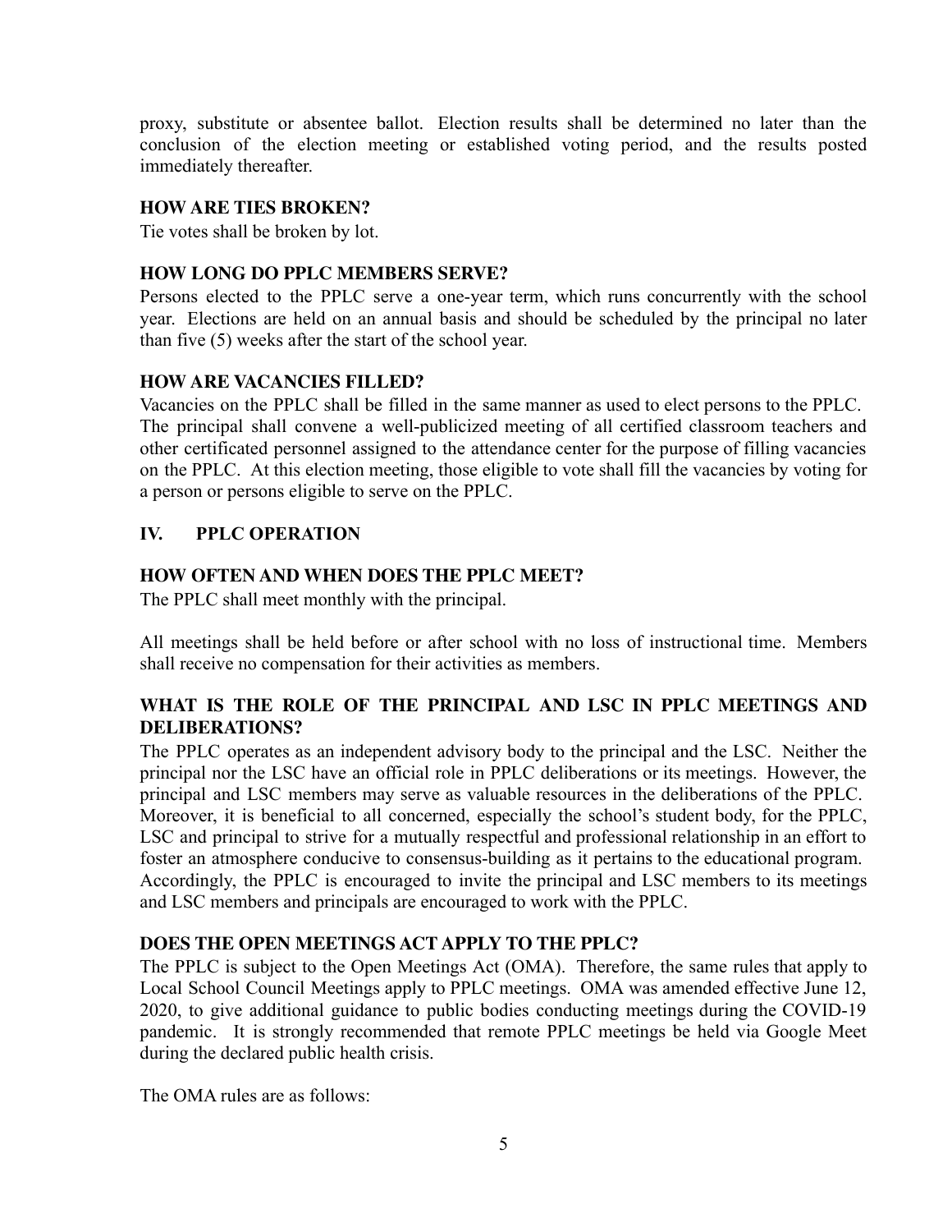proxy, substitute or absentee ballot. Election results shall be determined no later than the conclusion of the election meeting or established voting period, and the results posted immediately thereafter.

### HOW ARE TIES BROKEN?

Tie votes shall be broken by lot.

### HOW LONG DO PPLC MEMBERS SERVE?

Persons elected to the PPLC serve a one-year term, which runs concurrently with the school year. Elections are held on an annual basis and should be scheduled by the principal no later than five (5) weeks after the start of the school year.

### HOW ARE VACANCIES FILLED?

Vacancies on the PPLC shall be filled in the same manner as used to elect persons to the PPLC. The principal shall convene a well-publicized meeting of all certified classroom teachers and other certificated personnel assigned to the attendance center for the purpose of filling vacancies on the PPLC. At this election meeting, those eligible to vote shall fill the vacancies by voting for a person or persons eligible to serve on the PPLC.

## IV. PPLC OPERATION

### HOW OFTEN AND WHEN DOES THE PPLC MEET?

The PPLC shall meet monthly with the principal.

All meetings shall be held before or after school with no loss of instructional time. Members shall receive no compensation for their activities as members.

### WHAT IS THE ROLE OF THE PRINCIPAL AND LSC IN PPLC MEETINGS AND DELIBERATIONS?

The PPLC operates as an independent advisory body to the principal and the LSC. Neither the principal nor the LSC have an official role in PPLC deliberations or its meetings. However, the principal and LSC members may serve as valuable resources in the deliberations of the PPLC. Moreover, it is beneficial to all concerned, especially the school's student body, for the PPLC, LSC and principal to strive for a mutually respectful and professional relationship in an effort to foster an atmosphere conducive to consensus-building as it pertains to the educational program. Accordingly, the PPLC is encouraged to invite the principal and LSC members to its meetings and LSC members and principals are encouraged to work with the PPLC.

### DOES THE OPEN MEETINGS ACT APPLY TO THE PPLC?

The PPLC is subject to the Open Meetings Act (OMA). Therefore, the same rules that apply to Local School Council Meetings apply to PPLC meetings. OMA was amended effective June 12, 2020, to give additional guidance to public bodies conducting meetings during the COVID-19 pandemic. It is strongly recommended that remote PPLC meetings be held via Google Meet during the declared public health crisis.

The OMA rules are as follows: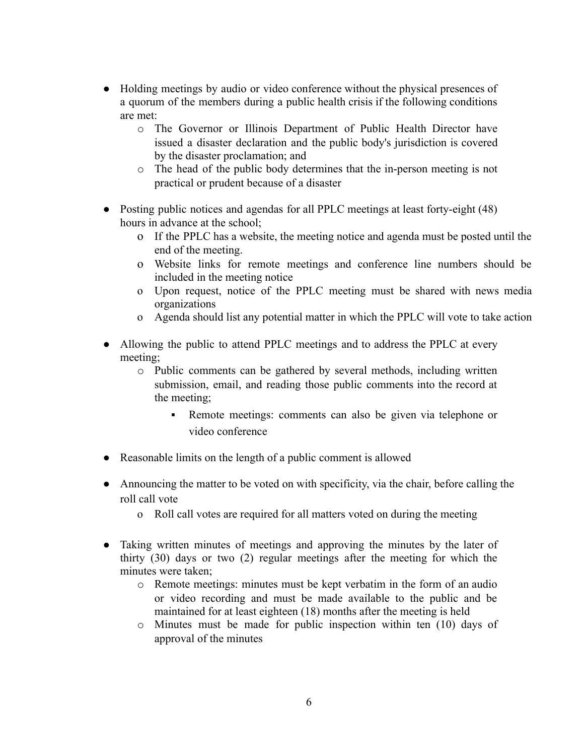- Holding meetings by audio or video conference without the physical presences of a quorum of the members during a public health crisis if the following conditions are met:
  - The Governor or Illinois Department of Public Health Director have issued a disaster declaration and the public body's jurisdiction is covered by the disaster proclamation; and
  - The head of the public body determines that the in-person meeting is not practical or prudent because of a disaster

- Posting public notices and agendas for all PPLC meetings at least forty-eight (48) hours in advance at the school;
  - If the PPLC has a website, the meeting notice and agenda must be posted until the end of the meeting.
  - Website links for remote meetings and conference line numbers should be included in the meeting notice
  - Upon request, notice of the PPLC meeting must be shared with news media organizations
  - Agenda should list any potential matter in which the PPLC will vote to take action

- Allowing the public to attend PPLC meetings and to address the PPLC at every meeting;
  - Public comments can be gathered by several methods, including written submission, email, and reading those public comments into the record at the meeting;
    - Remote meetings: comments can also be given via telephone or video conference

- Reasonable limits on the length of a public comment is allowed

- Announcing the matter to be voted on with specificity, via the chair, before calling the roll call vote
  - Roll call votes are required for all matters voted on during the meeting

- Taking written minutes of meetings and approving the minutes by the later of thirty (30) days or two (2) regular meetings after the meeting for which the minutes were taken;
  - Remote meetings: minutes must be kept verbatim in the form of an audio or video recording and must be made available to the public and be maintained for at least eighteen (18) months after the meeting is held
  - Minutes must be made for public inspection within ten (10) days of approval of the minutes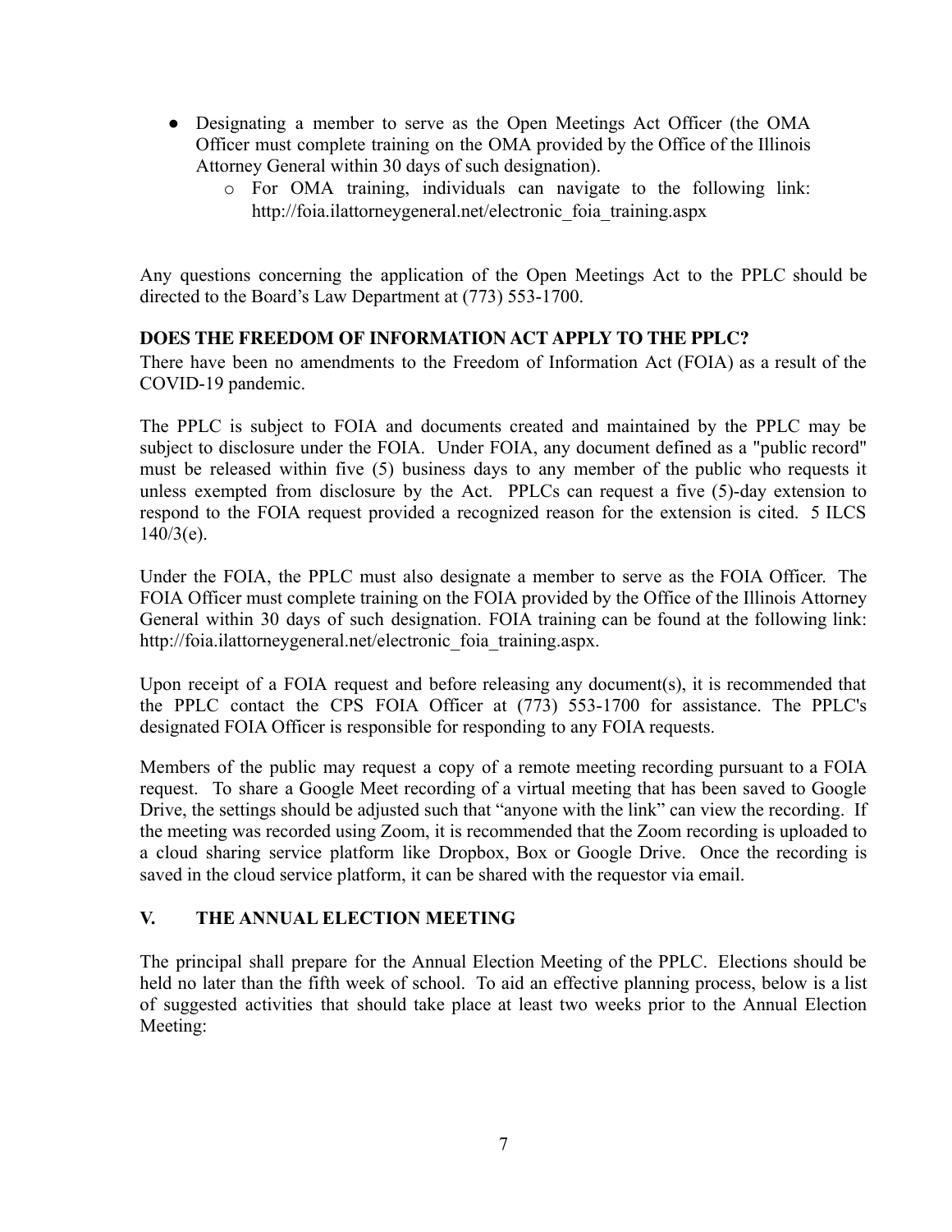- Designating a member to serve as the Open Meetings Act Officer (the OMA Officer must complete training on the OMA provided by the Office of the Illinois Attorney General within 30 days of such designation).
    - For OMA training, individuals can navigate to the following link: http://foia.ilattorneygeneral.net/electronic_foia_training.aspx

Any questions concerning the application of the Open Meetings Act to the PPLC should be directed to the Board's Law Department at (773) 553-1700.

**DOES THE FREEDOM OF INFORMATION ACT APPLY TO THE PPLC?**

There have been no amendments to the Freedom of Information Act (FOIA) as a result of the COVID-19 pandemic.

The PPLC is subject to FOIA and documents created and maintained by the PPLC may be subject to disclosure under the FOIA. Under FOIA, any document defined as a "public record" must be released within five (5) business days to any member of the public who requests it unless exempted from disclosure by the Act. PPLCs can request a five (5)-day extension to respond to the FOIA request provided a recognized reason for the extension is cited. 5 ILCS 140/3(e).

Under the FOIA, the PPLC must also designate a member to serve as the FOIA Officer. The FOIA Officer must complete training on the FOIA provided by the Office of the Illinois Attorney General within 30 days of such designation. FOIA training can be found at the following link: http://foia.ilattorneygeneral.net/electronic_foia_training.aspx.

Upon receipt of a FOIA request and before releasing any document(s), it is recommended that the PPLC contact the CPS FOIA Officer at (773) 553-1700 for assistance. The PPLC's designated FOIA Officer is responsible for responding to any FOIA requests.

Members of the public may request a copy of a remote meeting recording pursuant to a FOIA request. To share a Google Meet recording of a virtual meeting that has been saved to Google Drive, the settings should be adjusted such that "anyone with the link" can view the recording. If the meeting was recorded using Zoom, it is recommended that the Zoom recording is uploaded to a cloud sharing service platform like Dropbox, Box or Google Drive. Once the recording is saved in the cloud service platform, it can be shared with the requestor via email.

## V. THE ANNUAL ELECTION MEETING

The principal shall prepare for the Annual Election Meeting of the PPLC. Elections should be held no later than the fifth week of school. To aid an effective planning process, below is a list of suggested activities that should take place at least two weeks prior to the Annual Election Meeting: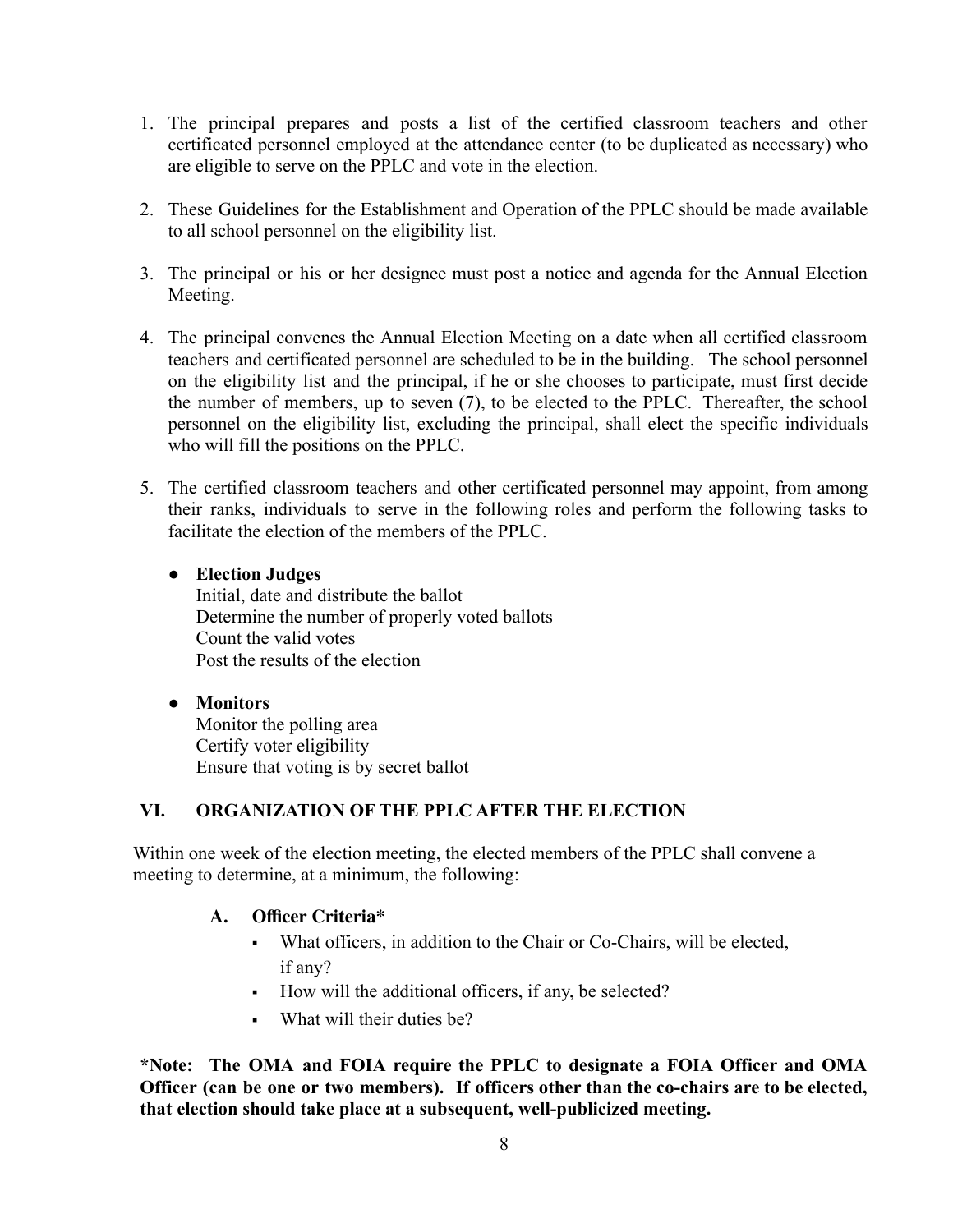1. The principal prepares and posts a list of the certified classroom teachers and other certificated personnel employed at the attendance center (to be duplicated as necessary) who are eligible to serve on the PPLC and vote in the election.

2. These Guidelines for the Establishment and Operation of the PPLC should be made available to all school personnel on the eligibility list.

3. The principal or his or her designee must post a notice and agenda for the Annual Election Meeting.

4. The principal convenes the Annual Election Meeting on a date when all certified classroom teachers and certificated personnel are scheduled to be in the building. The school personnel on the eligibility list and the principal, if he or she chooses to participate, must first decide the number of members, up to seven (7), to be elected to the PPLC. Thereafter, the school personnel on the eligibility list, excluding the principal, shall elect the specific individuals who will fill the positions on the PPLC.

5. The certified classroom teachers and other certificated personnel may appoint, from among their ranks, individuals to serve in the following roles and perform the following tasks to facilitate the election of the members of the PPLC.

   - **Election Judges**
     Initial, date and distribute the ballot
     Determine the number of properly voted ballots
     Count the valid votes
     Post the results of the election

   - **Monitors**
     Monitor the polling area
     Certify voter eligibility
     Ensure that voting is by secret ballot

## VI. ORGANIZATION OF THE PPLC AFTER THE ELECTION

Within one week of the election meeting, the elected members of the PPLC shall convene a meeting to determine, at a minimum, the following:

### A. Officer Criteria*

- What officers, in addition to the Chair or Co-Chairs, will be elected, if any?
- How will the additional officers, if any, be selected?
- What will their duties be?

***Note: The OMA and FOIA require the PPLC to designate a FOIA Officer and OMA Officer (can be one or two members). If officers other than the co-chairs are to be elected, that election should take place at a subsequent, well-publicized meeting.**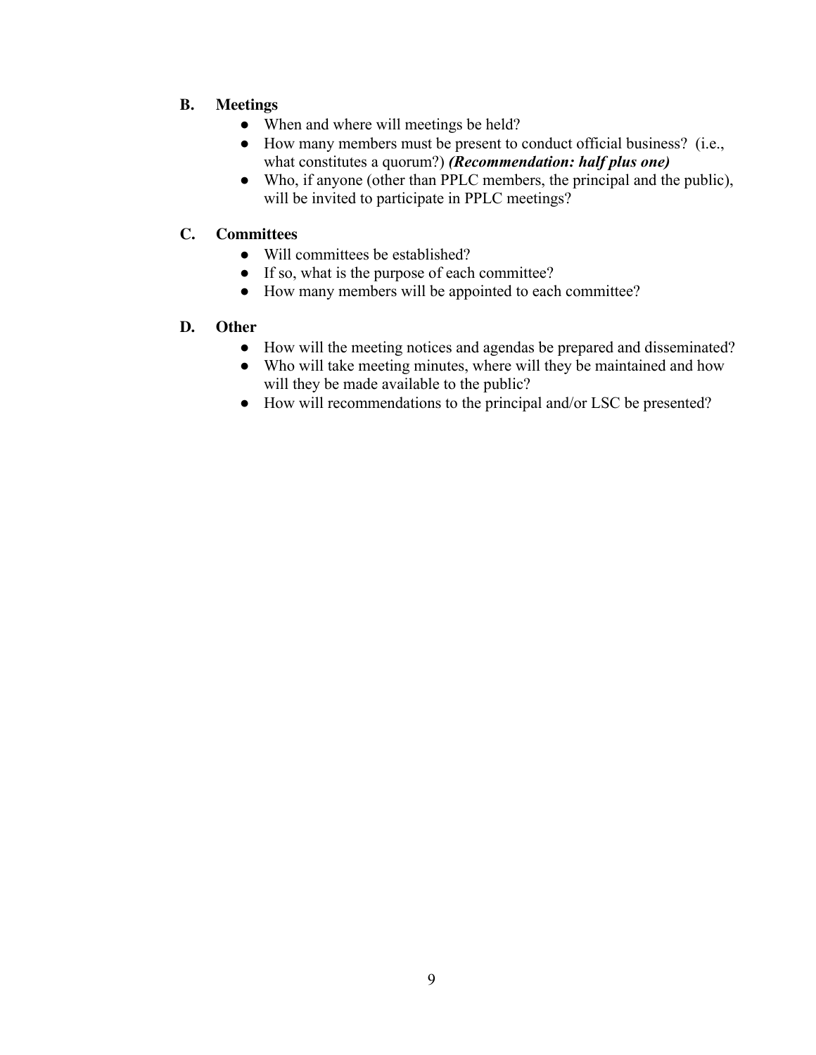### B. Meetings

- When and where will meetings be held?
- How many members must be present to conduct official business? (i.e., what constitutes a quorum?) ***(Recommendation: half plus one)***
- Who, if anyone (other than PPLC members, the principal and the public), will be invited to participate in PPLC meetings?

### C. Committees

- Will committees be established?
- If so, what is the purpose of each committee?
- How many members will be appointed to each committee?

### D. Other

- How will the meeting notices and agendas be prepared and disseminated?
- Who will take meeting minutes, where will they be maintained and how will they be made available to the public?
- How will recommendations to the principal and/or LSC be presented?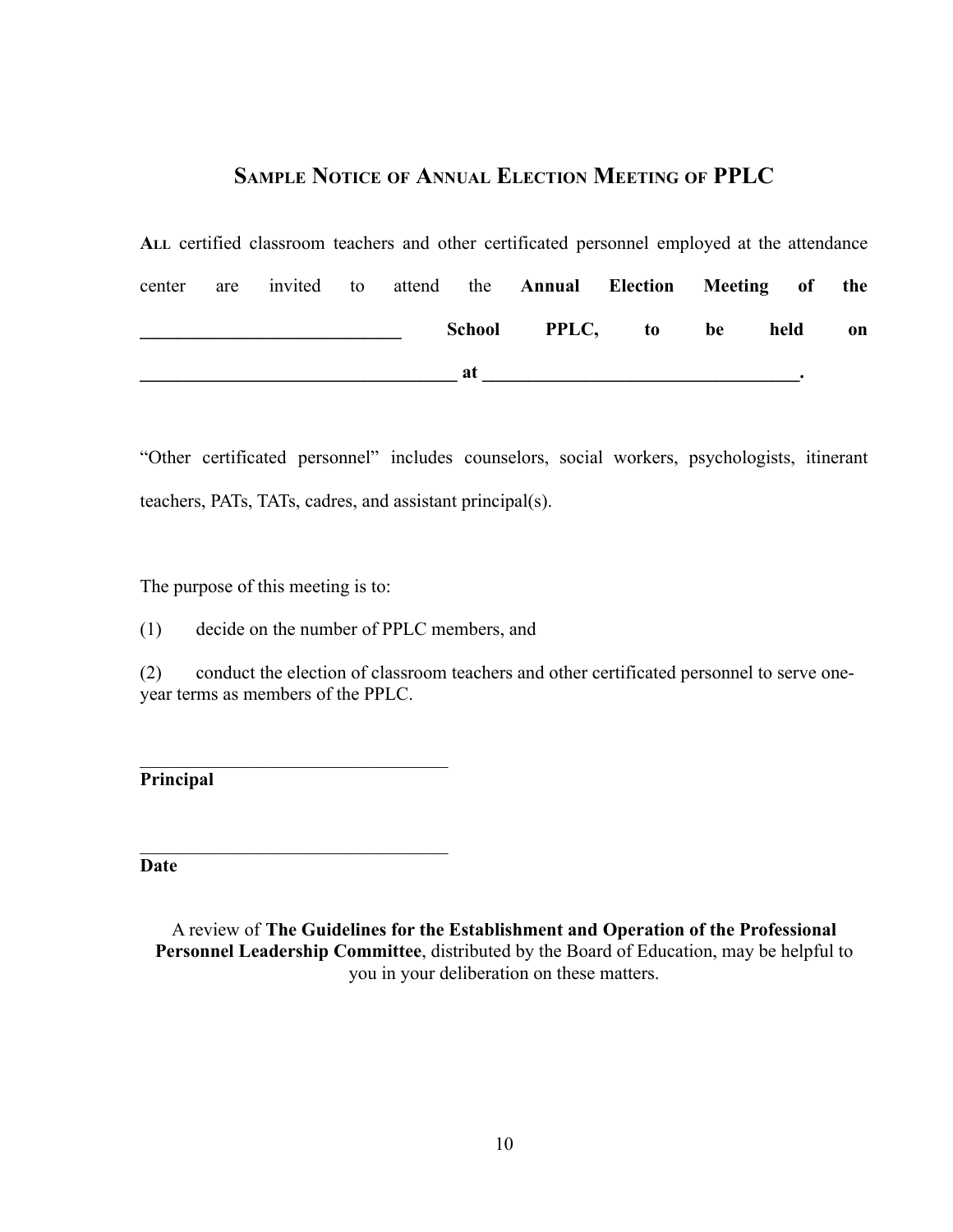## Sample Notice of Annual Election Meeting of PPLC

**All** certified classroom teachers and other certificated personnel employed at the attendance center are invited to attend the **Annual Election Meeting of the \_\_\_\_\_\_\_\_\_\_\_\_\_\_\_\_\_\_\_\_\_\_\_\_\_\_\_\_ School PPLC, to be held on \_\_\_\_\_\_\_\_\_\_\_\_\_\_\_\_\_\_\_\_\_\_\_\_\_\_\_\_\_\_\_\_\_\_\_ at \_\_\_\_\_\_\_\_\_\_\_\_\_\_\_\_\_\_\_\_\_\_\_\_\_\_\_\_\_\_\_\_\_\_\_.**

"Other certificated personnel" includes counselors, social workers, psychologists, itinerant teachers, PATs, TATs, cadres, and assistant principal(s).

The purpose of this meeting is to:

(1) decide on the number of PPLC members, and

(2) conduct the election of classroom teachers and other certificated personnel to serve one-year terms as members of the PPLC.

\_\_\_\_\_\_\_\_\_\_\_\_\_\_\_\_\_\_\_\_\_\_\_\_\_\_\_\_\_\_\_\_\_\_
**Principal**

\_\_\_\_\_\_\_\_\_\_\_\_\_\_\_\_\_\_\_\_\_\_\_\_\_\_\_\_\_\_\_\_\_\_
**Date**

A review of **The Guidelines for the Establishment and Operation of the Professional Personnel Leadership Committee**, distributed by the Board of Education, may be helpful to you in your deliberation on these matters.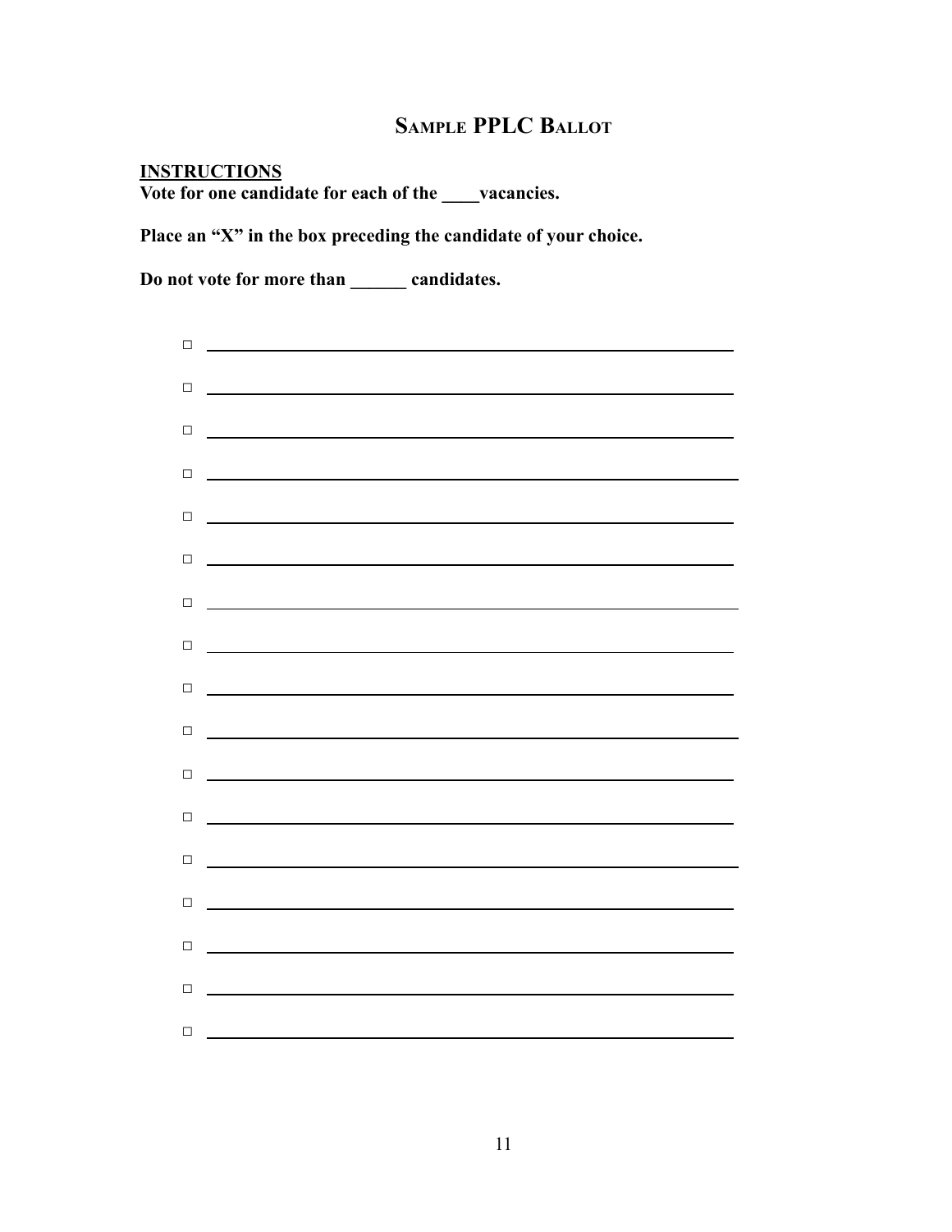# Sample PPLC Ballot

**INSTRUCTIONS**

**Vote for one candidate for each of the ____vacancies.**

**Place an "X" in the box preceding the candidate of your choice.**

**Do not vote for more than ______ candidates.**

□ ________________________________________________

□ ________________________________________________

□ ________________________________________________

□ ________________________________________________

□ ________________________________________________

□ ________________________________________________

□ ________________________________________________

□ ________________________________________________

□ ________________________________________________

□ ________________________________________________

□ ________________________________________________

□ ________________________________________________

□ ________________________________________________

□ ________________________________________________

□ ________________________________________________

□ ________________________________________________

□ ________________________________________________